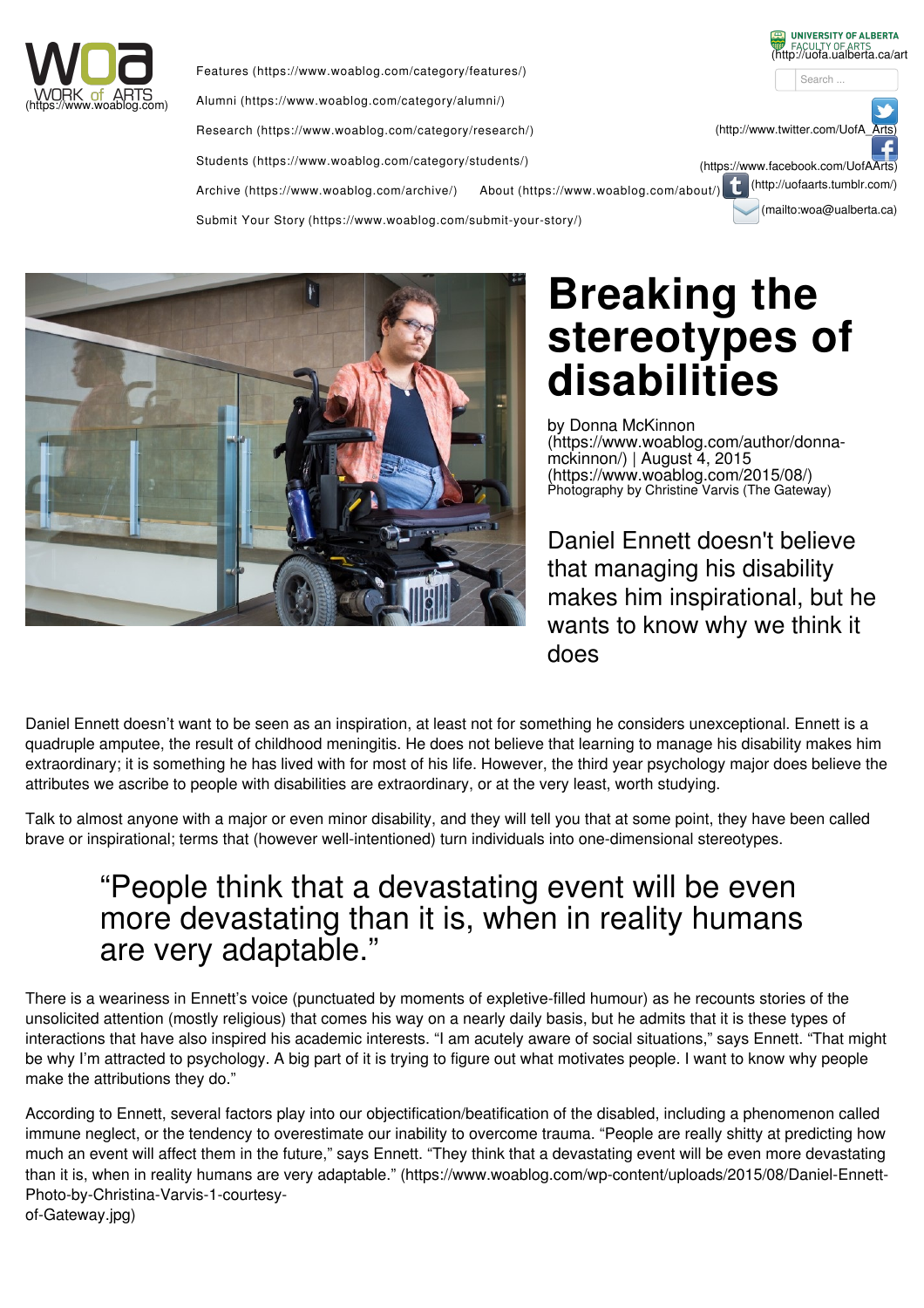WORK of ARTS (https://www.woablog.com)

Features (https://www.woablog.com/category/features/)

Alumni (https://www.woablog.com/category/alumni/)

Research (https://www.woablog.com/category/research/)

Students (https://www.woablog.com/category/students/)

Archive (https://www.woablog.com/archive/) About (https://www.woablog.com/about/)

Submit Your Story (https://www.woablog.com/submit-your-story/)

UNIVERSITY OF ALBERTA FACULTY OF ARTS (http://uofa.ualberta.ca/art

(http://www.twitter.com/UofA_Arts)

(https://www.facebook.com/UofAArts)

(http://uofaarts.tumblr.com/)

(mailto:woa@ualberta.ca)

# Breaking the stereotypes of disabilities

by Donna McKinnon (https://www.woablog.com/author/donna-mckinnon/) | August 4, 2015 (https://www.woablog.com/2015/08/)

Photography by Christine Varvis (The Gateway)

Daniel Ennett doesn't believe that managing his disability makes him inspirational, but he wants to know why we think it does

Daniel Ennett doesn't want to be seen as an inspiration, at least not for something he considers unexceptional. Ennett is a quadruple amputee, the result of childhood meningitis. He does not believe that learning to manage his disability makes him extraordinary; it is something he has lived with for most of his life. However, the third year psychology major does believe the attributes we ascribe to people with disabilities are extraordinary, or at the very least, worth studying.

Talk to almost anyone with a major or even minor disability, and they will tell you that at some point, they have been called brave or inspirational; terms that (however well-intentioned) turn individuals into one-dimensional stereotypes.

> "People think that a devastating event will be even more devastating than it is, when in reality humans are very adaptable."

There is a weariness in Ennett's voice (punctuated by moments of expletive-filled humour) as he recounts stories of the unsolicited attention (mostly religious) that comes his way on a nearly daily basis, but he admits that it is these types of interactions that have also inspired his academic interests. "I am acutely aware of social situations," says Ennett. "That might be why I'm attracted to psychology. A big part of it is trying to figure out what motivates people. I want to know why people make the attributions they do."

According to Ennett, several factors play into our objectification/beatification of the disabled, including a phenomenon called immune neglect, or the tendency to overestimate our inability to overcome trauma. "People are really shitty at predicting how much an event will affect them in the future," says Ennett. "They think that a devastating event will be even more devastating than it is, when in reality humans are very adaptable." (https://www.woablog.com/wp-content/uploads/2015/08/Daniel-Ennett-Photo-by-Christina-Varvis-1-courtesy-of-Gateway.jpg)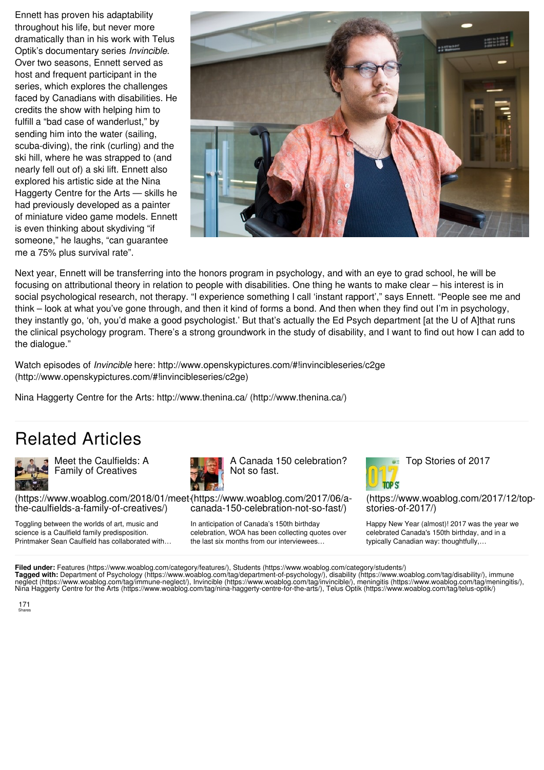Ennett has proven his adaptability throughout his life, but never more dramatically than in his work with Telus Optik's documentary series *Invincible*. Over two seasons, Ennett served as host and frequent participant in the series, which explores the challenges faced by Canadians with disabilities. He credits the show with helping him to fulfill a "bad case of wanderlust," by sending him into the water (sailing, scuba-diving), the rink (curling) and the ski hill, where he was strapped to (and nearly fell out of) a ski lift. Ennett also explored his artistic side at the Nina Haggerty Centre for the Arts — skills he had previously developed as a painter of miniature video game models. Ennett is even thinking about skydiving "if someone," he laughs, "can guarantee me a 75% plus survival rate".

Next year, Ennett will be transferring into the honors program in psychology, and with an eye to grad school, he will be focusing on attributional theory in relation to people with disabilities. One thing he wants to make clear – his interest is in social psychological research, not therapy. "I experience something I call 'instant rapport'," says Ennett. "People see me and think – look at what you've gone through, and then it kind of forms a bond. And then when they find out I'm in psychology, they instantly go, 'oh, you'd make a good psychologist.' But that's actually the Ed Psych department [at the U of A]that runs the clinical psychology program. There's a strong groundwork in the study of disability, and I want to find out how I can add to the dialogue."

Watch episodes of *Invincible* here: http://www.openskypictures.com/#!invincibleseries/c2ge (http://www.openskypictures.com/#!invincibleseries/c2ge)

Nina Haggerty Centre for the Arts: http://www.thenina.ca/ (http://www.thenina.ca/)

## Related Articles

Meet the Caulfields: A Family of Creatives

(https://www.woablog.com/2018/01/meet-the-caulfields-a-family-of-creatives/)

Toggling between the worlds of art, music and science is a Caulfield family predisposition. Printmaker Sean Caulfield has collaborated with…

A Canada 150 celebration? Not so fast.

(https://www.woablog.com/2017/06/a-canada-150-celebration-not-so-fast/)

In anticipation of Canada's 150th birthday celebration, WOA has been collecting quotes over the last six months from our interviewees…

Top Stories of 2017

(https://www.woablog.com/2017/12/top-stories-of-2017/)

Happy New Year (almost)! 2017 was the year we celebrated Canada's 150th birthday, and in a typically Canadian way: thoughtfully,…

**Filed under:** Features (https://www.woablog.com/category/features/), Students (https://www.woablog.com/category/students/)
**Tagged with:** Department of Psychology (https://www.woablog.com/tag/department-of-psychology/), disability (https://www.woablog.com/tag/disability/), immune neglect (https://www.woablog.com/tag/immune-neglect/), Invincible (https://www.woablog.com/tag/invincible/), meningitis (https://www.woablog.com/tag/meningitis/), Nina Haggerty Centre for the Arts (https://www.woablog.com/tag/nina-haggerty-centre-for-the-arts/), Telus Optik (https://www.woablog.com/tag/telus-optik/)

171
Shares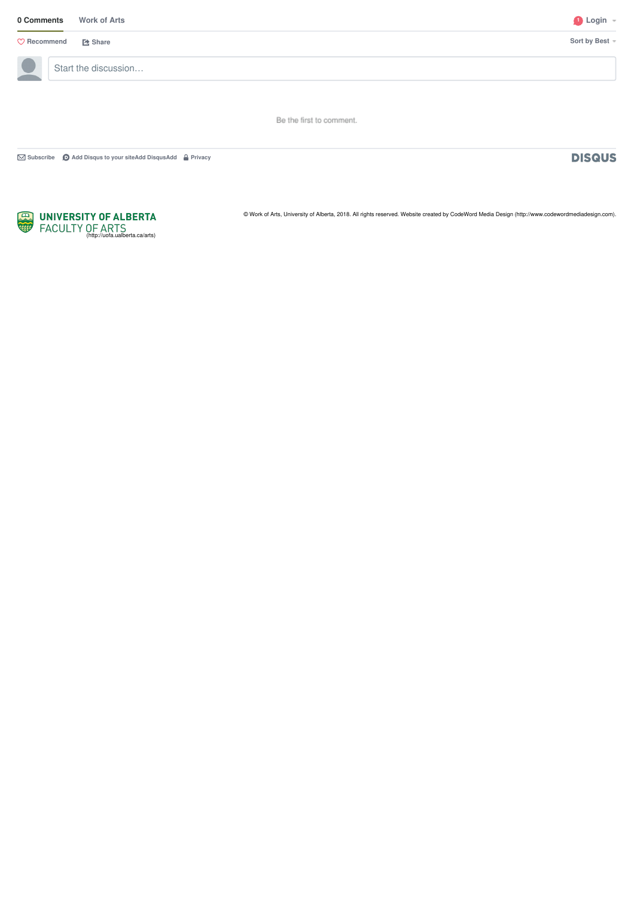0 Comments Work of Arts

Login

Recommend Share

Sort by Best

Start the discussion…

Be the first to comment.

Subscribe Add Disqus to your siteAdd DisqusAdd Privacy

DISQUS

UNIVERSITY OF ALBERTA
FACULTY OF ARTS
(http://uofa.ualberta.ca/arts)

© Work of Arts, University of Alberta, 2018. All rights reserved. Website created by CodeWord Media Design (http://www.codewordmediadesign.com).